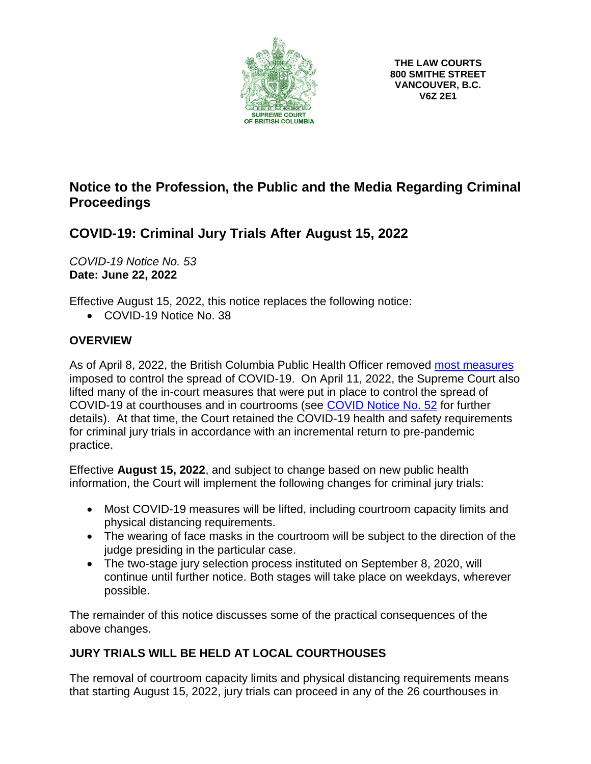SUPREME COURT
OF BRITISH COLUMBIA

**THE LAW COURTS**
**800 SMITHE STREET**
**VANCOUVER, B.C.**
**V6Z 2E1**

## Notice to the Profession, the Public and the Media Regarding Criminal Proceedings

## COVID-19: Criminal Jury Trials After August 15, 2022

*COVID-19 Notice No. 53*
**Date: June 22, 2022**

Effective August 15, 2022, this notice replaces the following notice:

- COVID-19 Notice No. 38

### OVERVIEW

As of April 8, 2022, the British Columbia Public Health Officer removed most measures imposed to control the spread of COVID-19. On April 11, 2022, the Supreme Court also lifted many of the in-court measures that were put in place to control the spread of COVID-19 at courthouses and in courtrooms (see COVID Notice No. 52 for further details). At that time, the Court retained the COVID-19 health and safety requirements for criminal jury trials in accordance with an incremental return to pre-pandemic practice.

Effective **August 15, 2022**, and subject to change based on new public health information, the Court will implement the following changes for criminal jury trials:

- Most COVID-19 measures will be lifted, including courtroom capacity limits and physical distancing requirements.
- The wearing of face masks in the courtroom will be subject to the direction of the judge presiding in the particular case.
- The two-stage jury selection process instituted on September 8, 2020, will continue until further notice. Both stages will take place on weekdays, wherever possible.

The remainder of this notice discusses some of the practical consequences of the above changes.

### JURY TRIALS WILL BE HELD AT LOCAL COURTHOUSES

The removal of courtroom capacity limits and physical distancing requirements means that starting August 15, 2022, jury trials can proceed in any of the 26 courthouses in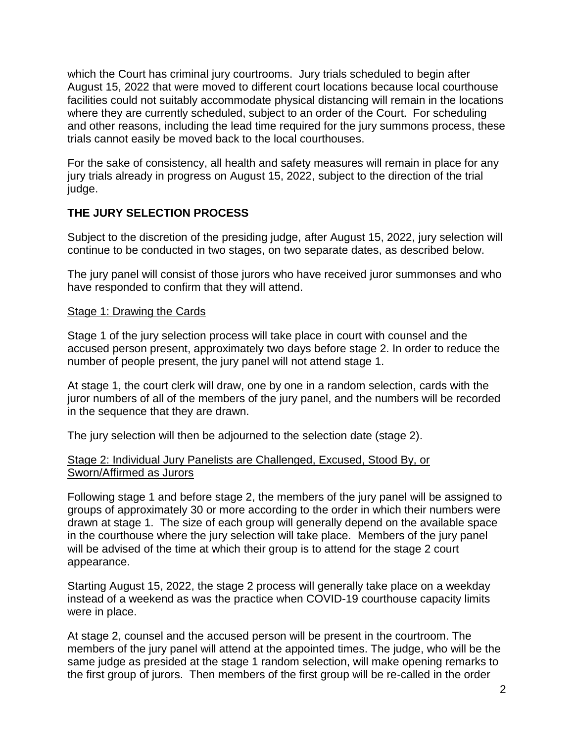which the Court has criminal jury courtrooms. Jury trials scheduled to begin after August 15, 2022 that were moved to different court locations because local courthouse facilities could not suitably accommodate physical distancing will remain in the locations where they are currently scheduled, subject to an order of the Court. For scheduling and other reasons, including the lead time required for the jury summons process, these trials cannot easily be moved back to the local courthouses.

For the sake of consistency, all health and safety measures will remain in place for any jury trials already in progress on August 15, 2022, subject to the direction of the trial judge.

## THE JURY SELECTION PROCESS

Subject to the discretion of the presiding judge, after August 15, 2022, jury selection will continue to be conducted in two stages, on two separate dates, as described below.

The jury panel will consist of those jurors who have received juror summonses and who have responded to confirm that they will attend.

### Stage 1: Drawing the Cards

Stage 1 of the jury selection process will take place in court with counsel and the accused person present, approximately two days before stage 2. In order to reduce the number of people present, the jury panel will not attend stage 1.

At stage 1, the court clerk will draw, one by one in a random selection, cards with the juror numbers of all of the members of the jury panel, and the numbers will be recorded in the sequence that they are drawn.

The jury selection will then be adjourned to the selection date (stage 2).

### Stage 2: Individual Jury Panelists are Challenged, Excused, Stood By, or Sworn/Affirmed as Jurors

Following stage 1 and before stage 2, the members of the jury panel will be assigned to groups of approximately 30 or more according to the order in which their numbers were drawn at stage 1. The size of each group will generally depend on the available space in the courthouse where the jury selection will take place. Members of the jury panel will be advised of the time at which their group is to attend for the stage 2 court appearance.

Starting August 15, 2022, the stage 2 process will generally take place on a weekday instead of a weekend as was the practice when COVID-19 courthouse capacity limits were in place.

At stage 2, counsel and the accused person will be present in the courtroom. The members of the jury panel will attend at the appointed times. The judge, who will be the same judge as presided at the stage 1 random selection, will make opening remarks to the first group of jurors. Then members of the first group will be re-called in the order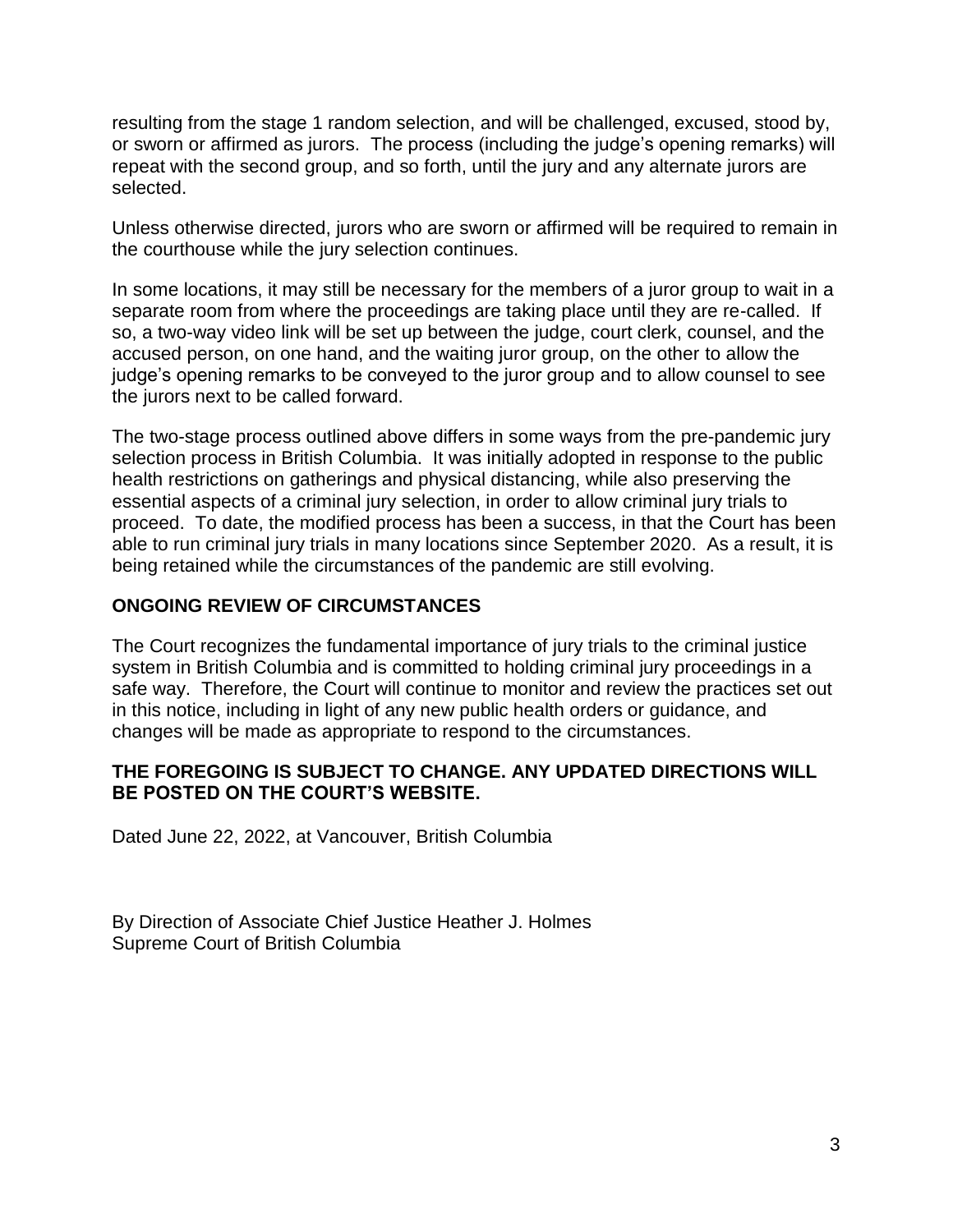resulting from the stage 1 random selection, and will be challenged, excused, stood by, or sworn or affirmed as jurors. The process (including the judge's opening remarks) will repeat with the second group, and so forth, until the jury and any alternate jurors are selected.

Unless otherwise directed, jurors who are sworn or affirmed will be required to remain in the courthouse while the jury selection continues.

In some locations, it may still be necessary for the members of a juror group to wait in a separate room from where the proceedings are taking place until they are re-called. If so, a two-way video link will be set up between the judge, court clerk, counsel, and the accused person, on one hand, and the waiting juror group, on the other to allow the judge's opening remarks to be conveyed to the juror group and to allow counsel to see the jurors next to be called forward.

The two-stage process outlined above differs in some ways from the pre-pandemic jury selection process in British Columbia. It was initially adopted in response to the public health restrictions on gatherings and physical distancing, while also preserving the essential aspects of a criminal jury selection, in order to allow criminal jury trials to proceed. To date, the modified process has been a success, in that the Court has been able to run criminal jury trials in many locations since September 2020. As a result, it is being retained while the circumstances of the pandemic are still evolving.

## ONGOING REVIEW OF CIRCUMSTANCES

The Court recognizes the fundamental importance of jury trials to the criminal justice system in British Columbia and is committed to holding criminal jury proceedings in a safe way. Therefore, the Court will continue to monitor and review the practices set out in this notice, including in light of any new public health orders or guidance, and changes will be made as appropriate to respond to the circumstances.

**THE FOREGOING IS SUBJECT TO CHANGE. ANY UPDATED DIRECTIONS WILL BE POSTED ON THE COURT'S WEBSITE.**

Dated June 22, 2022, at Vancouver, British Columbia

By Direction of Associate Chief Justice Heather J. Holmes
Supreme Court of British Columbia